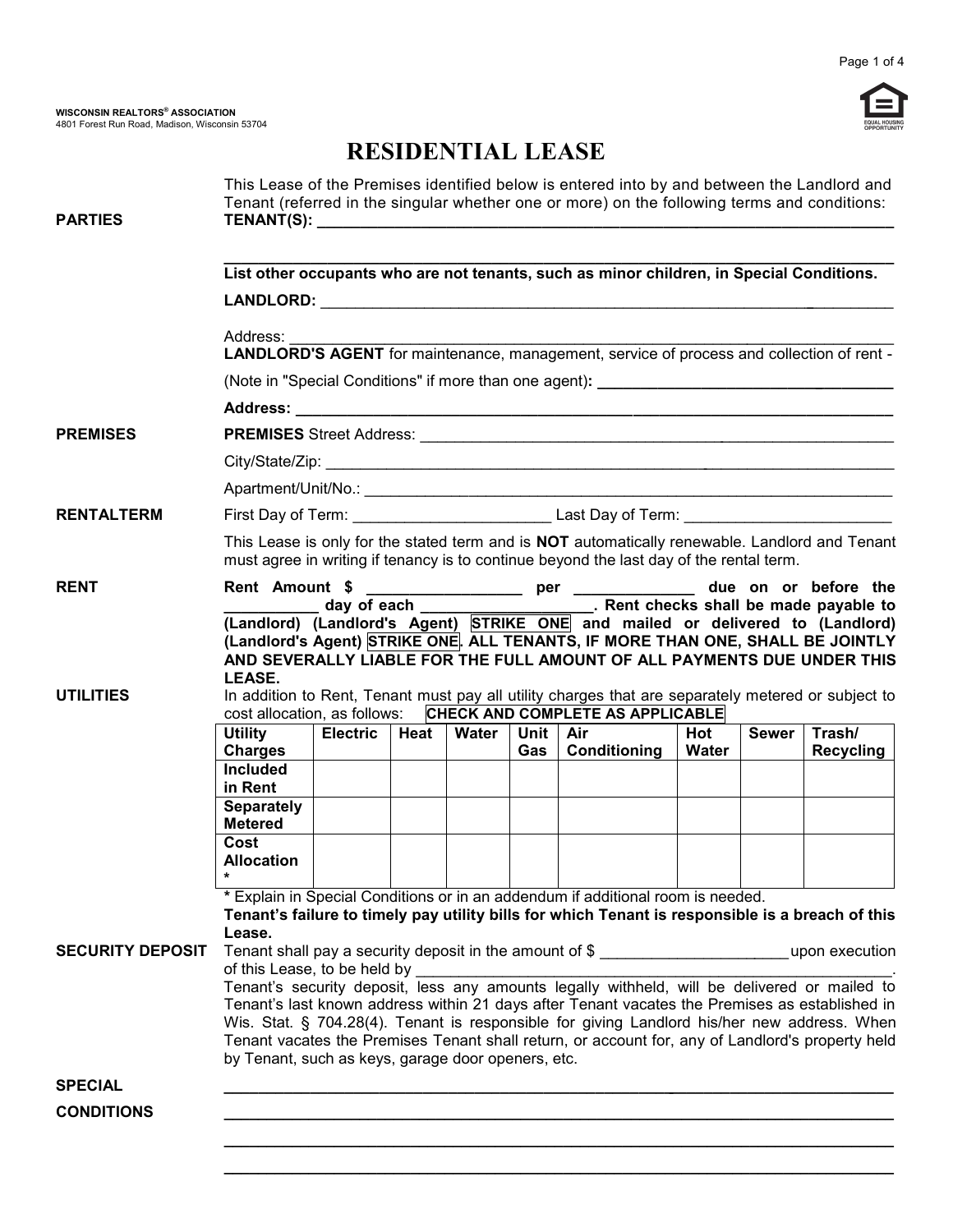**WISCONSIN REALTORS® ASSOCIATION**
4801 Forest Run Road, Madison, Wisconsin 53704

# RESIDENTIAL LEASE

This Lease of the Premises identified below is entered into by and between the Landlord and Tenant (referred in the singular whether one or more) on the following terms and conditions:

**PARTIES**

**TENANT(S):** ____________________________________________________________________

________________________________________________________________________________

**List other occupants who are not tenants, such as minor children, in Special Conditions.**

**LANDLORD:** ___________________________________________________________________

Address: _______________________________________________________________________

**LANDLORD'S AGENT** for maintenance, management, service of process and collection of rent -

(Note in "Special Conditions" if more than one agent)**:** ______________________________

**Address:** ______________________________________________________________________

**PREMISES**

**PREMISES** Street Address: ______________________________________________________

City/State/Zip: __________________________________________________________________

Apartment/Unit/No.: _____________________________________________________________

**RENTALTERM**

First Day of Term: _______________________ Last Day of Term: ________________________

This Lease is only for the stated term and is **NOT** automatically renewable. Landlord and Tenant must agree in writing if tenancy is to continue beyond the last day of the rental term.

**RENT**

**Rent Amount $ _________________ per _____________ due on or before the __________ day of each ___________________. Rent checks shall be made payable to (Landlord) (Landlord's Agent) STRIKE ONE and mailed or delivered to (Landlord) (Landlord's Agent) STRIKE ONE. ALL TENANTS, IF MORE THAN ONE, SHALL BE JOINTLY AND SEVERALLY LIABLE FOR THE FULL AMOUNT OF ALL PAYMENTS DUE UNDER THIS LEASE.**

**UTILITIES**

In addition to Rent, Tenant must pay all utility charges that are separately metered or subject to cost allocation, as follows: **CHECK AND COMPLETE AS APPLICABLE**

| Utility Charges | Electric | Heat | Water | Unit Gas | Air Conditioning | Hot Water | Sewer | Trash/ Recycling |
|---|---|---|---|---|---|---|---|---|
| Included in Rent | | | | | | | | |
| Separately Metered | | | | | | | | |
| Cost Allocation * | | | | | | | | |

**\*** Explain in Special Conditions or in an addendum if additional room is needed.

**Tenant's failure to timely pay utility bills for which Tenant is responsible is a breach of this Lease.**

**SECURITY DEPOSIT**

Tenant shall pay a security deposit in the amount of $ _____________________ upon execution of this Lease, to be held by ______________________________________________________.
Tenant's security deposit, less any amounts legally withheld, will be delivered or mailed to Tenant's last known address within 21 days after Tenant vacates the Premises as established in Wis. Stat. § 704.28(4). Tenant is responsible for giving Landlord his/her new address. When Tenant vacates the Premises Tenant shall return, or account for, any of Landlord's property held by Tenant, such as keys, garage door openers, etc.

**SPECIAL CONDITIONS**

________________________________________________________________________________

________________________________________________________________________________

________________________________________________________________________________

________________________________________________________________________________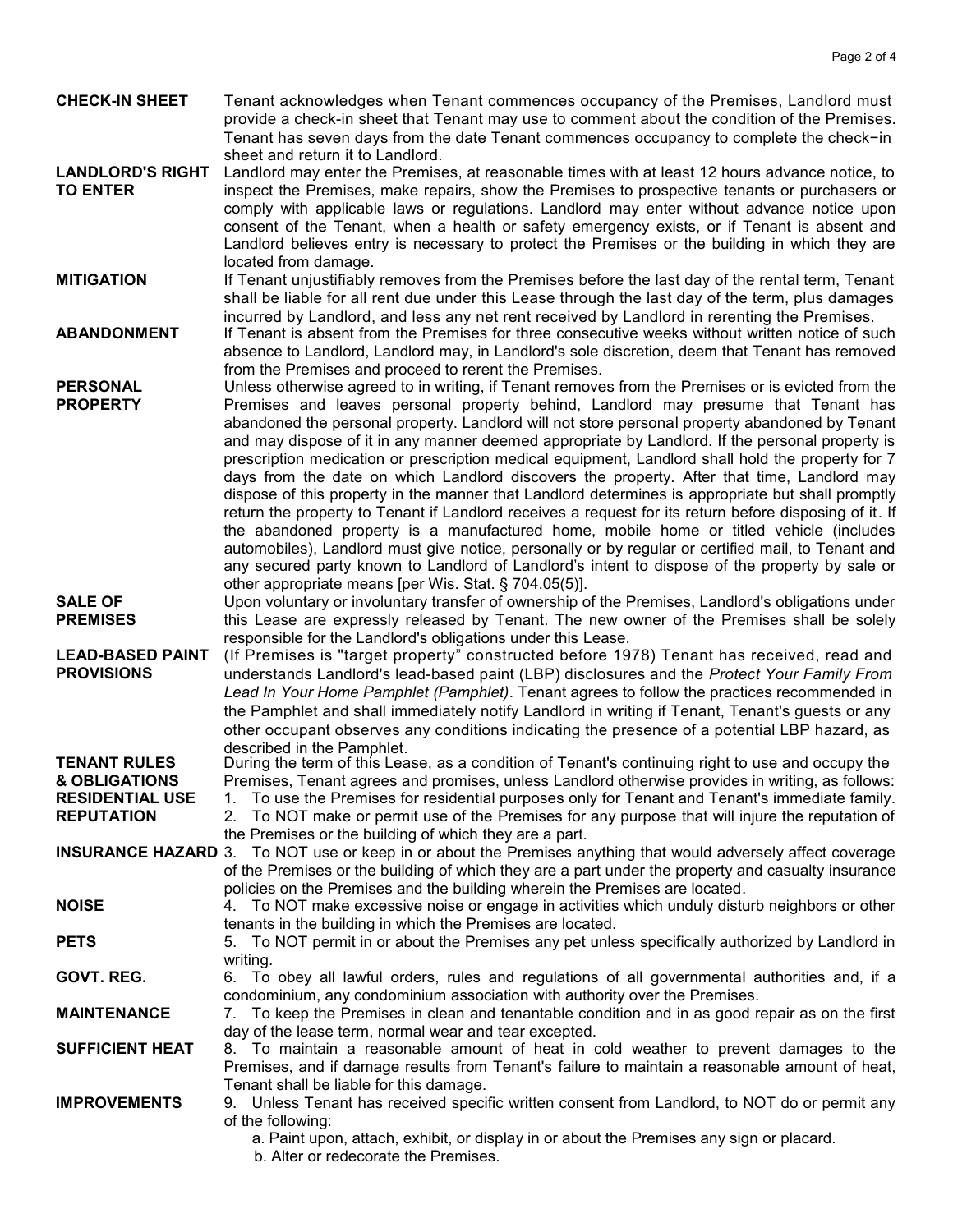**CHECK-IN SHEET** Tenant acknowledges when Tenant commences occupancy of the Premises, Landlord must provide a check-in sheet that Tenant may use to comment about the condition of the Premises. Tenant has seven days from the date Tenant commences occupancy to complete the check−in sheet and return it to Landlord.

**LANDLORD'S RIGHT TO ENTER** Landlord may enter the Premises, at reasonable times with at least 12 hours advance notice, to inspect the Premises, make repairs, show the Premises to prospective tenants or purchasers or comply with applicable laws or regulations. Landlord may enter without advance notice upon consent of the Tenant, when a health or safety emergency exists, or if Tenant is absent and Landlord believes entry is necessary to protect the Premises or the building in which they are located from damage.

**MITIGATION** If Tenant unjustifiably removes from the Premises before the last day of the rental term, Tenant shall be liable for all rent due under this Lease through the last day of the term, plus damages incurred by Landlord, and less any net rent received by Landlord in rerenting the Premises.

**ABANDONMENT** If Tenant is absent from the Premises for three consecutive weeks without written notice of such absence to Landlord, Landlord may, in Landlord's sole discretion, deem that Tenant has removed from the Premises and proceed to rerent the Premises.

**PERSONAL PROPERTY** Unless otherwise agreed to in writing, if Tenant removes from the Premises or is evicted from the Premises and leaves personal property behind, Landlord may presume that Tenant has abandoned the personal property. Landlord will not store personal property abandoned by Tenant and may dispose of it in any manner deemed appropriate by Landlord. If the personal property is prescription medication or prescription medical equipment, Landlord shall hold the property for 7 days from the date on which Landlord discovers the property. After that time, Landlord may dispose of this property in the manner that Landlord determines is appropriate but shall promptly return the property to Tenant if Landlord receives a request for its return before disposing of it. If the abandoned property is a manufactured home, mobile home or titled vehicle (includes automobiles), Landlord must give notice, personally or by regular or certified mail, to Tenant and any secured party known to Landlord of Landlord's intent to dispose of the property by sale or other appropriate means [per Wis. Stat. § 704.05(5)].

**SALE OF PREMISES** Upon voluntary or involuntary transfer of ownership of the Premises, Landlord's obligations under this Lease are expressly released by Tenant. The new owner of the Premises shall be solely responsible for the Landlord's obligations under this Lease.

**LEAD-BASED PAINT PROVISIONS** (If Premises is "target property" constructed before 1978) Tenant has received, read and understands Landlord's lead-based paint (LBP) disclosures and the *Protect Your Family From Lead In Your Home Pamphlet (Pamphlet)*. Tenant agrees to follow the practices recommended in the Pamphlet and shall immediately notify Landlord in writing if Tenant, Tenant's guests or any other occupant observes any conditions indicating the presence of a potential LBP hazard, as described in the Pamphlet.

**TENANT RULES & OBLIGATIONS** During the term of this Lease, as a condition of Tenant's continuing right to use and occupy the Premises, Tenant agrees and promises, unless Landlord otherwise provides in writing, as follows:

**RESIDENTIAL USE** 1. To use the Premises for residential purposes only for Tenant and Tenant's immediate family.

**REPUTATION** 2. To NOT make or permit use of the Premises for any purpose that will injure the reputation of the Premises or the building of which they are a part.

**INSURANCE HAZARD** 3. To NOT use or keep in or about the Premises anything that would adversely affect coverage of the Premises or the building of which they are a part under the property and casualty insurance policies on the Premises and the building wherein the Premises are located.

**NOISE** 4. To NOT make excessive noise or engage in activities which unduly disturb neighbors or other tenants in the building in which the Premises are located.

**PETS** 5. To NOT permit in or about the Premises any pet unless specifically authorized by Landlord in writing.

**GOVT. REG.** 6. To obey all lawful orders, rules and regulations of all governmental authorities and, if a condominium, any condominium association with authority over the Premises.

**MAINTENANCE** 7. To keep the Premises in clean and tenantable condition and in as good repair as on the first day of the lease term, normal wear and tear excepted.

**SUFFICIENT HEAT** 8. To maintain a reasonable amount of heat in cold weather to prevent damages to the Premises, and if damage results from Tenant's failure to maintain a reasonable amount of heat, Tenant shall be liable for this damage.

**IMPROVEMENTS** 9. Unless Tenant has received specific written consent from Landlord, to NOT do or permit any of the following:

a. Paint upon, attach, exhibit, or display in or about the Premises any sign or placard.

b. Alter or redecorate the Premises.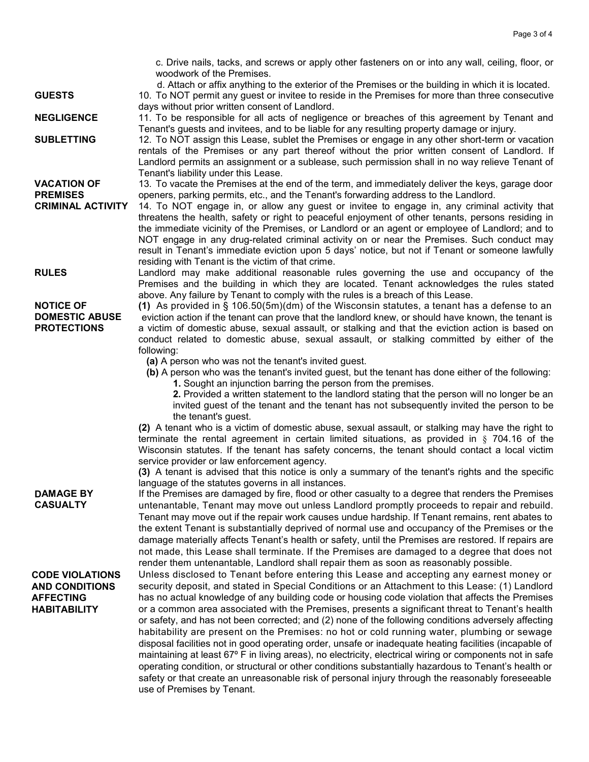c. Drive nails, tacks, and screws or apply other fasteners on or into any wall, ceiling, floor, or woodwork of the Premises.

d. Attach or affix anything to the exterior of the Premises or the building in which it is located.

**GUESTS** 10. To NOT permit any guest or invitee to reside in the Premises for more than three consecutive days without prior written consent of Landlord.

**NEGLIGENCE** 11. To be responsible for all acts of negligence or breaches of this agreement by Tenant and Tenant's guests and invitees, and to be liable for any resulting property damage or injury.

**SUBLETTING** 12. To NOT assign this Lease, sublet the Premises or engage in any other short-term or vacation rentals of the Premises or any part thereof without the prior written consent of Landlord. If Landlord permits an assignment or a sublease, such permission shall in no way relieve Tenant of Tenant's liability under this Lease.

**VACATION OF PREMISES** 13. To vacate the Premises at the end of the term, and immediately deliver the keys, garage door openers, parking permits, etc., and the Tenant's forwarding address to the Landlord.

**CRIMINAL ACTIVITY** 14. To NOT engage in, or allow any guest or invitee to engage in, any criminal activity that threatens the health, safety or right to peaceful enjoyment of other tenants, persons residing in the immediate vicinity of the Premises, or Landlord or an agent or employee of Landlord; and to NOT engage in any drug-related criminal activity on or near the Premises. Such conduct may result in Tenant's immediate eviction upon 5 days' notice, but not if Tenant or someone lawfully residing with Tenant is the victim of that crime.

**RULES** Landlord may make additional reasonable rules governing the use and occupancy of the Premises and the building in which they are located. Tenant acknowledges the rules stated above. Any failure by Tenant to comply with the rules is a breach of this Lease.

**NOTICE OF DOMESTIC ABUSE PROTECTIONS**

**(1)** As provided in § 106.50(5m)(dm) of the Wisconsin statutes, a tenant has a defense to an eviction action if the tenant can prove that the landlord knew, or should have known, the tenant is a victim of domestic abuse, sexual assault, or stalking and that the eviction action is based on conduct related to domestic abuse, sexual assault, or stalking committed by either of the following:

**(a)** A person who was not the tenant's invited guest.

**(b)** A person who was the tenant's invited guest, but the tenant has done either of the following:

**1.** Sought an injunction barring the person from the premises.

**2.** Provided a written statement to the landlord stating that the person will no longer be an invited guest of the tenant and the tenant has not subsequently invited the person to be the tenant's guest.

**(2)** A tenant who is a victim of domestic abuse, sexual assault, or stalking may have the right to terminate the rental agreement in certain limited situations, as provided in § 704.16 of the Wisconsin statutes. If the tenant has safety concerns, the tenant should contact a local victim service provider or law enforcement agency.

**(3)** A tenant is advised that this notice is only a summary of the tenant's rights and the specific language of the statutes governs in all instances.

**DAMAGE BY CASUALTY** If the Premises are damaged by fire, flood or other casualty to a degree that renders the Premises untenantable, Tenant may move out unless Landlord promptly proceeds to repair and rebuild. Tenant may move out if the repair work causes undue hardship. If Tenant remains, rent abates to the extent Tenant is substantially deprived of normal use and occupancy of the Premises or the damage materially affects Tenant's health or safety, until the Premises are restored. If repairs are not made, this Lease shall terminate. If the Premises are damaged to a degree that does not render them untenantable, Landlord shall repair them as soon as reasonably possible.

**CODE VIOLATIONS AND CONDITIONS AFFECTING HABITABILITY** Unless disclosed to Tenant before entering this Lease and accepting any earnest money or security deposit, and stated in Special Conditions or an Attachment to this Lease: (1) Landlord has no actual knowledge of any building code or housing code violation that affects the Premises or a common area associated with the Premises, presents a significant threat to Tenant's health or safety, and has not been corrected; and (2) none of the following conditions adversely affecting habitability are present on the Premises: no hot or cold running water, plumbing or sewage disposal facilities not in good operating order, unsafe or inadequate heating facilities (incapable of maintaining at least 67º F in living areas), no electricity, electrical wiring or components not in safe operating condition, or structural or other conditions substantially hazardous to Tenant's health or safety or that create an unreasonable risk of personal injury through the reasonably foreseeable use of Premises by Tenant.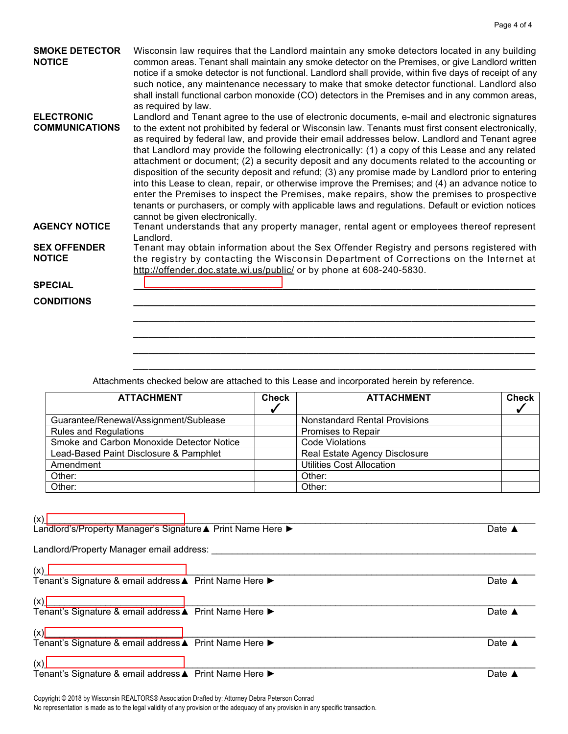**SMOKE DETECTOR NOTICE**
Wisconsin law requires that the Landlord maintain any smoke detectors located in any building common areas. Tenant shall maintain any smoke detector on the Premises, or give Landlord written notice if a smoke detector is not functional. Landlord shall provide, within five days of receipt of any such notice, any maintenance necessary to make that smoke detector functional. Landlord also shall install functional carbon monoxide (CO) detectors in the Premises and in any common areas, as required by law.

**ELECTRONIC COMMUNICATIONS**
Landlord and Tenant agree to the use of electronic documents, e-mail and electronic signatures to the extent not prohibited by federal or Wisconsin law. Tenants must first consent electronically, as required by federal law, and provide their email addresses below. Landlord and Tenant agree that Landlord may provide the following electronically: (1) a copy of this Lease and any related attachment or document; (2) a security deposit and any documents related to the accounting or disposition of the security deposit and refund; (3) any promise made by Landlord prior to entering into this Lease to clean, repair, or otherwise improve the Premises; and (4) an advance notice to enter the Premises to inspect the Premises, make repairs, show the premises to prospective tenants or purchasers, or comply with applicable laws and regulations. Default or eviction notices cannot be given electronically.

**AGENCY NOTICE**
Tenant understands that any property manager, rental agent or employees thereof represent Landlord.

**SEX OFFENDER NOTICE**
Tenant may obtain information about the Sex Offender Registry and persons registered with the registry by contacting the Wisconsin Department of Corrections on the Internet at http://offender.doc.state.wi.us/public/ or by phone at 608-240-5830.

**SPECIAL CONDITIONS**
______________________________________________________________________________
______________________________________________________________________________
______________________________________________________________________________
______________________________________________________________________________
______________________________________________________________________________
______________________________________________________________________________

Attachments checked below are attached to this Lease and incorporated herein by reference.

| ATTACHMENT | Check ✓ | ATTACHMENT | Check ✓ |
|---|---|---|---|
| Guarantee/Renewal/Assignment/Sublease | | Nonstandard Rental Provisions | |
| Rules and Regulations | | Promises to Repair | |
| Smoke and Carbon Monoxide Detector Notice | | Code Violations | |
| Lead-Based Paint Disclosure & Pamphlet | | Real Estate Agency Disclosure | |
| Amendment | | Utilities Cost Allocation | |
| Other: | | Other: | |
| Other: | | Other: | |

(x)______________________________________________________________________________
Landlord's/Property Manager's Signature ▲ Print Name Here ► Date ▲

Landlord/Property Manager email address: ______________________________________________

(x)______________________________________________________________________________
Tenant's Signature & email address ▲ Print Name Here ► Date ▲

(x)______________________________________________________________________________
Tenant's Signature & email address ▲ Print Name Here ► Date ▲

(x)______________________________________________________________________________
Tenant's Signature & email address ▲ Print Name Here ► Date ▲

(x)______________________________________________________________________________
Tenant's Signature & email address ▲ Print Name Here ► Date ▲

Copyright © 2018 by Wisconsin REALTORS® Association Drafted by: Attorney Debra Peterson Conrad
No representation is made as to the legal validity of any provision or the adequacy of any provision in any specific transaction.